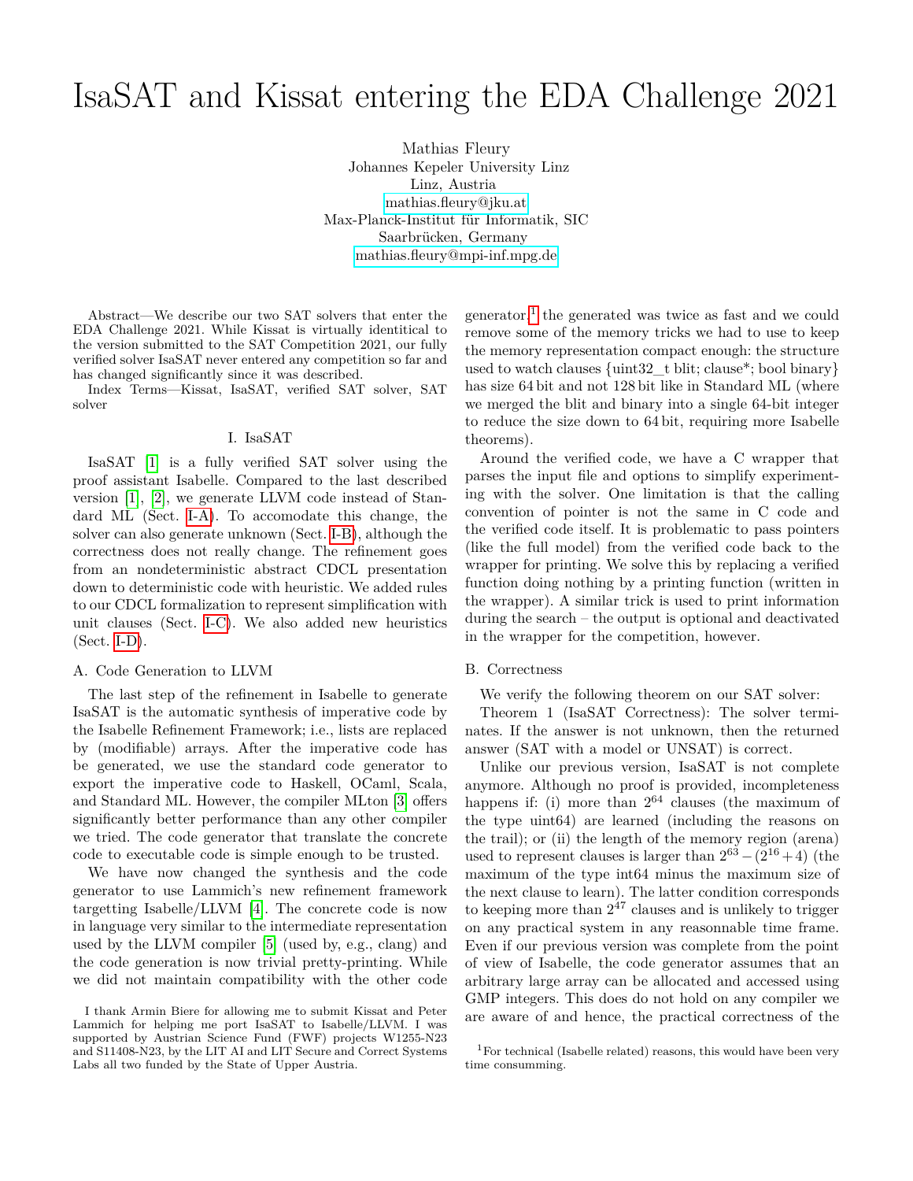# IsaSAT and Kissat entering the EDA Challenge 2021

Mathias Fleury
Johannes Kepeler University Linz
Linz, Austria
mathias.fleury@jku.at
Max-Planck-Institut für Informatik, SIC
Saarbrücken, Germany
mathias.fleury@mpi-inf.mpg.de

*Abstract*—We describe our two SAT solvers that enter the EDA Challenge 2021. While Kissat is virtually identitical to the version submitted to the SAT Competition 2021, our fully verified solver IsaSAT never entered any competition so far and has changed significantly since it was described.

*Index Terms*—Kissat, IsaSAT, verified SAT solver, SAT solver

## I. IsaSAT

IsaSAT [1] is a fully verified SAT solver using the proof assistant Isabelle. Compared to the last described version [1], [2], we generate LLVM code instead of Standard ML (Sect. I-A). To accomodate this change, the solver can also generate unknown (Sect. I-B), although the correctness does not really change. The refinement goes from an nondeterministic abstract CDCL presentation down to deterministic code with heuristic. We added rules to our CDCL formalization to represent simplification with unit clauses (Sect. I-C). We also added new heuristics (Sect. I-D).

### A. Code Generation to LLVM

The last step of the refinement in Isabelle to generate IsaSAT is the automatic synthesis of imperative code by the Isabelle Refinement Framework; i.e., lists are replaced by (modifiable) arrays. After the imperative code has be generated, we use the standard code generator to export the imperative code to Haskell, OCaml, Scala, and Standard ML. However, the compiler MLton [3] offers significantly better performance than any other compiler we tried. The code generator that translate the concrete code to executable code is simple enough to be trusted.

We have now changed the synthesis and the code generator to use Lammich's new refinement framework targetting Isabelle/LLVM [4]. The concrete code is now in language very similar to the intermediate representation used by the LLVM compiler [5] (used by, e.g., clang) and the code generation is now trivial pretty-printing. While we did not maintain compatibility with the other code generator,[1] the generated was twice as fast and we could remove some of the memory tricks we had to use to keep the memory representation compact enough: the structure used to watch clauses {uint32_t blit; clause*; bool binary} has size 64 bit and not 128 bit like in Standard ML (where we merged the blit and binary into a single 64-bit integer to reduce the size down to 64 bit, requiring more Isabelle theorems).

Around the verified code, we have a C wrapper that parses the input file and options to simplify experimenting with the solver. One limitation is that the calling convention of pointer is not the same in C code and the verified code itself. It is problematic to pass pointers (like the full model) from the verified code back to the wrapper for printing. We solve this by replacing a verified function doing nothing by a printing function (written in the wrapper). A similar trick is used to print information during the search – the output is optional and deactivated in the wrapper for the competition, however.

### B. Correctness

We verify the following theorem on our SAT solver:

*Theorem 1 (IsaSAT Correctness):* The solver terminates. If the answer is not unknown, then the returned answer (SAT with a model or UNSAT) is correct.

Unlike our previous version, IsaSAT is not complete anymore. Although no proof is provided, incompleteness happens if: (i) more than $2^{64}$ clauses (the maximum of the type uint64) are learned (including the reasons on the trail); or (ii) the length of the memory region (arena) used to represent clauses is larger than $2^{63} - (2^{16} + 4)$ (the maximum of the type int64 minus the maximum size of the next clause to learn). The latter condition corresponds to keeping more than $2^{47}$ clauses and is unlikely to trigger on any practical system in any reasonnable time frame. Even if our previous version was complete from the point of view of Isabelle, the code generator assumes that an arbitrary large array can be allocated and accessed using GMP integers. This does do not hold on any compiler we are aware of and hence, the practical correctness of the

---

I thank Armin Biere for allowing me to submit Kissat and Peter Lammich for helping me port IsaSAT to Isabelle/LLVM. I was supported by Austrian Science Fund (FWF) projects W1255-N23 and S11408-N23, by the LIT AI and LIT Secure and Correct Systems Labs all two funded by the State of Upper Austria.

[1] For technical (Isabelle related) reasons, this would have been very time consumming.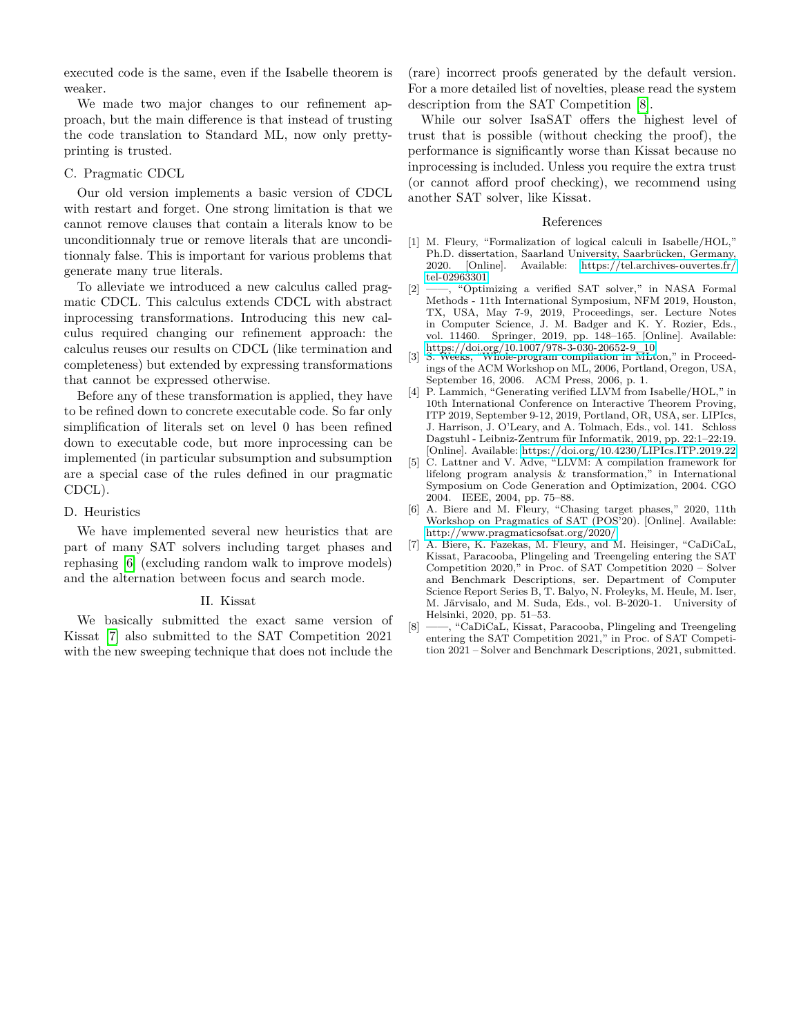executed code is the same, even if the Isabelle theorem is weaker.

We made two major changes to our refinement approach, but the main difference is that instead of trusting the code translation to Standard ML, now only pretty-printing is trusted.

### C. Pragmatic CDCL

Our old version implements a basic version of CDCL with restart and forget. One strong limitation is that we cannot remove clauses that contain a literals know to be unconditionnaly true or remove literals that are unconditionnaly false. This is important for various problems that generate many true literals.

To alleviate we introduced a new calculus called pragmatic CDCL. This calculus extends CDCL with abstract inprocessing transformations. Introducing this new calculus required changing our refinement approach: the calculus reuses our results on CDCL (like termination and completeness) but extended by expressing transformations that cannot be expressed otherwise.

Before any of these transformation is applied, they have to be refined down to concrete executable code. So far only simplification of literals set on level 0 has been refined down to executable code, but more inprocessing can be implemented (in particular subsumption and subsumption are a special case of the rules defined in our pragmatic CDCL).

### D. Heuristics

We have implemented several new heuristics that are part of many SAT solvers including target phases and rephasing [6] (excluding random walk to improve models) and the alternation between focus and search mode.

## II. Kissat

We basically submitted the exact same version of Kissat [7] also submitted to the SAT Competition 2021 with the new sweeping technique that does not include the (rare) incorrect proofs generated by the default version. For a more detailed list of novelties, please read the system description from the SAT Competition [8].

While our solver IsaSAT offers the highest level of trust that is possible (without checking the proof), the performance is significantly worse than Kissat because no inprocessing is included. Unless you require the extra trust (or cannot afford proof checking), we recommend using another SAT solver, like Kissat.

## References

[1] M. Fleury, "Formalization of logical calculi in Isabelle/HOL," Ph.D. dissertation, Saarland University, Saarbrücken, Germany, 2020. [Online]. Available: https://tel.archives-ouvertes.fr/tel-02963301

[2] ——, "Optimizing a verified SAT solver," in NASA Formal Methods - 11th International Symposium, NFM 2019, Houston, TX, USA, May 7-9, 2019, Proceedings, ser. Lecture Notes in Computer Science, J. M. Badger and K. Y. Rozier, Eds., vol. 11460. Springer, 2019, pp. 148–165. [Online]. Available: https://doi.org/10.1007/978-3-030-20652-9_10

[3] S. Weeks, "Whole-program compilation in MLton," in Proceedings of the ACM Workshop on ML, 2006, Portland, Oregon, USA, September 16, 2006. ACM Press, 2006, p. 1.

[4] P. Lammich, "Generating verified LLVM from Isabelle/HOL," in 10th International Conference on Interactive Theorem Proving, ITP 2019, September 9-12, 2019, Portland, OR, USA, ser. LIPIcs, J. Harrison, J. O'Leary, and A. Tolmach, Eds., vol. 141. Schloss Dagstuhl - Leibniz-Zentrum für Informatik, 2019, pp. 22:1–22:19. [Online]. Available: https://doi.org/10.4230/LIPIcs.ITP.2019.22

[5] C. Lattner and V. Adve, "LLVM: A compilation framework for lifelong program analysis & transformation," in International Symposium on Code Generation and Optimization, 2004. CGO 2004. IEEE, 2004, pp. 75–88.

[6] A. Biere and M. Fleury, "Chasing target phases," 2020, 11th Workshop on Pragmatics of SAT (POS'20). [Online]. Available: http://www.pragmaticsofsat.org/2020/

[7] A. Biere, K. Fazekas, M. Fleury, and M. Heisinger, "CaDiCaL, Kissat, Paracooba, Plingeling and Treengeling entering the SAT Competition 2020," in Proc. of SAT Competition 2020 – Solver and Benchmark Descriptions, ser. Department of Computer Science Report Series B, T. Balyo, N. Froleyks, M. Heule, M. Iser, M. Järvisalo, and M. Suda, Eds., vol. B-2020-1. University of Helsinki, 2020, pp. 51–53.

[8] ——, "CaDiCaL, Kissat, Paracooba, Plingeling and Treengeling entering the SAT Competition 2021," in Proc. of SAT Competition 2021 – Solver and Benchmark Descriptions, 2021, submitted.